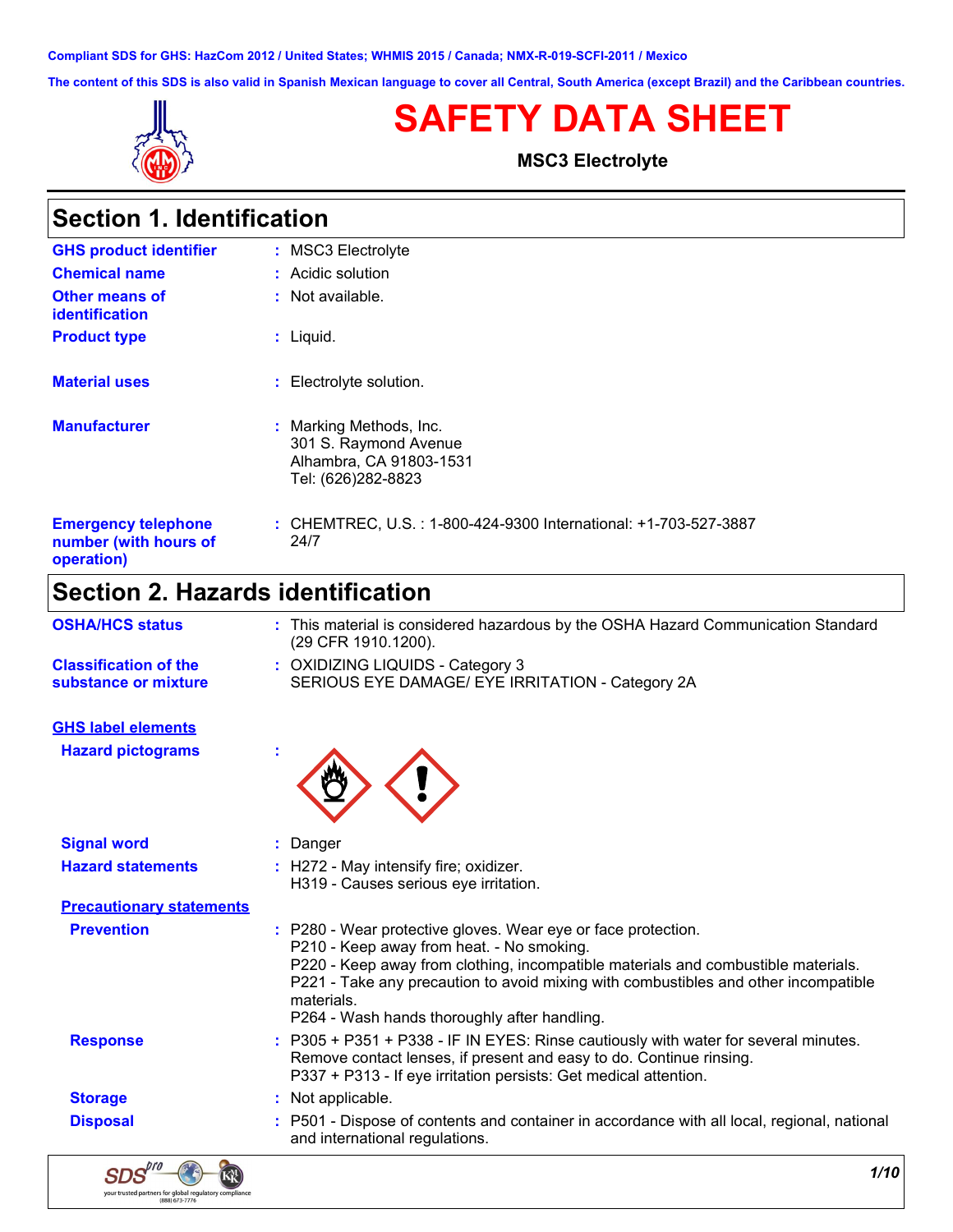Compliant SDS for GHS: HazCom 2012 / United States; WHMIS 2015 / Canada; NMX-R-019-SCFI-2011 / Mexico

The content of this SDS is also valid in Spanish Mexican language to cover all Central, South America (except Brazil) and the Caribbean countries.

# SAFETY DATA SHEET

**MSC3 Electrolyte**

## Section 1. Identification

| | |
|---|---|
| **GHS product identifier** | : MSC3 Electrolyte |
| **Chemical name** | : Acidic solution |
| **Other means of identification** | : Not available. |
| **Product type** | : Liquid. |
| **Material uses** | : Electrolyte solution. |
| **Manufacturer** | : Marking Methods, Inc.<br>301 S. Raymond Avenue<br>Alhambra, CA 91803-1531<br>Tel: (626)282-8823 |
| **Emergency telephone number (with hours of operation)** | : CHEMTREC, U.S. : 1-800-424-9300 International: +1-703-527-3887<br>24/7 |

## Section 2. Hazards identification

| | |
|---|---|
| **OSHA/HCS status** | : This material is considered hazardous by the OSHA Hazard Communication Standard (29 CFR 1910.1200). |
| **Classification of the substance or mixture** | : OXIDIZING LIQUIDS - Category 3<br>SERIOUS EYE DAMAGE/ EYE IRRITATION - Category 2A |

**GHS label elements**

| | |
|---|---|
| **Hazard pictograms** | : |
| **Signal word** | : Danger |
| **Hazard statements** | : H272 - May intensify fire; oxidizer.<br>H319 - Causes serious eye irritation. |

**Precautionary statements**

| | |
|---|---|
| **Prevention** | : P280 - Wear protective gloves. Wear eye or face protection.<br>P210 - Keep away from heat. - No smoking.<br>P220 - Keep away from clothing, incompatible materials and combustible materials.<br>P221 - Take any precaution to avoid mixing with combustibles and other incompatible materials.<br>P264 - Wash hands thoroughly after handling. |
| **Response** | : P305 + P351 + P338 - IF IN EYES: Rinse cautiously with water for several minutes. Remove contact lenses, if present and easy to do. Continue rinsing.<br>P337 + P313 - If eye irritation persists: Get medical attention. |
| **Storage** | : Not applicable. |
| **Disposal** | : P501 - Dispose of contents and container in accordance with all local, regional, national and international regulations. |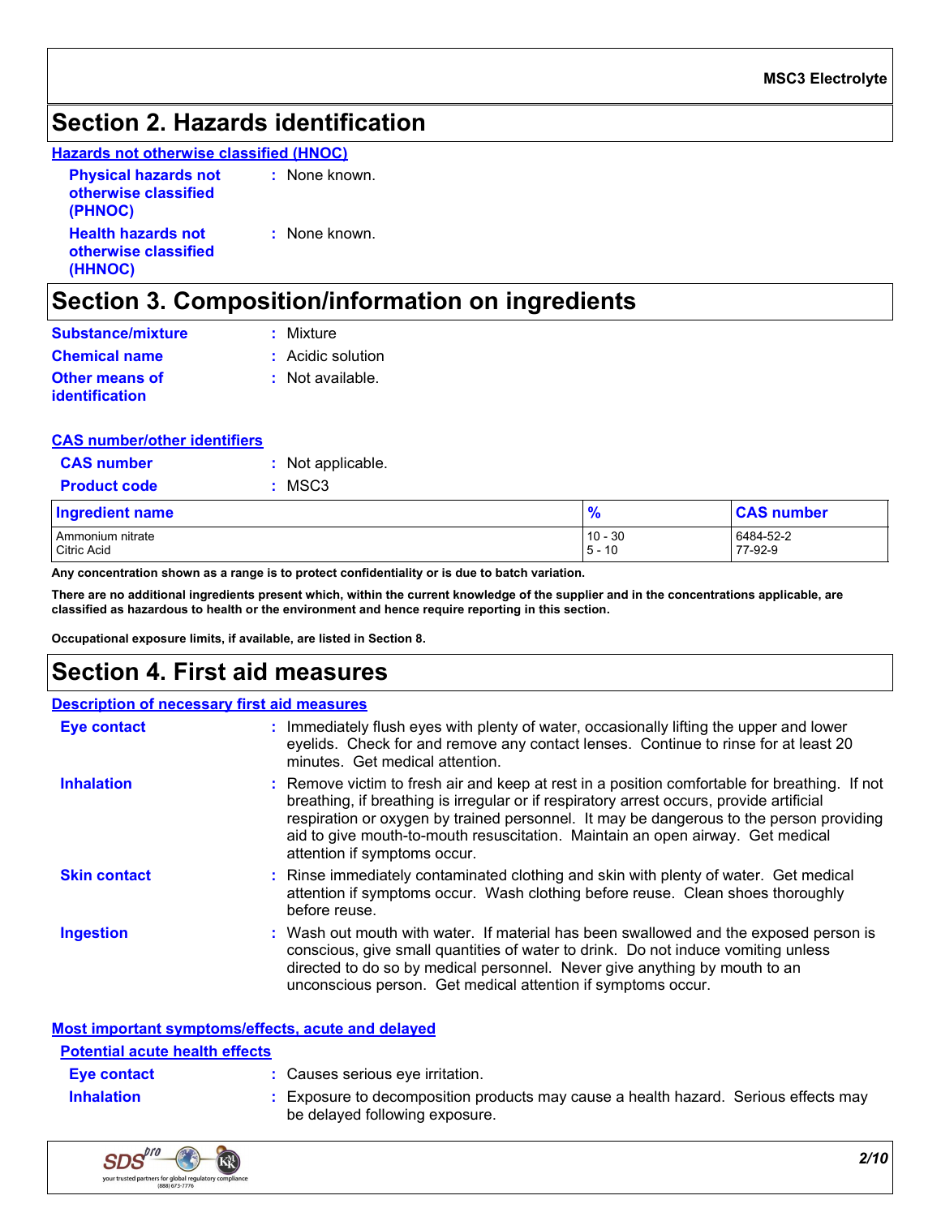## Section 2. Hazards identification

**Hazards not otherwise classified (HNOC)**

**Physical hazards not otherwise classified (PHNOC)** : None known.

**Health hazards not otherwise classified (HHNOC)** : None known.

## Section 3. Composition/information on ingredients

**Substance/mixture** : Mixture

**Chemical name** : Acidic solution

**Other means of identification** : Not available.

**CAS number/other identifiers**

**CAS number** : Not applicable.

**Product code** : MSC3

| Ingredient name | % | CAS number |
|---|---|---|
| Ammonium nitrate | 10 - 30 | 6484-52-2 |
| Citric Acid | 5 - 10 | 77-92-9 |

**Any concentration shown as a range is to protect confidentiality or is due to batch variation.**

**There are no additional ingredients present which, within the current knowledge of the supplier and in the concentrations applicable, are classified as hazardous to health or the environment and hence require reporting in this section.**

**Occupational exposure limits, if available, are listed in Section 8.**

## Section 4. First aid measures

**Description of necessary first aid measures**

**Eye contact** : Immediately flush eyes with plenty of water, occasionally lifting the upper and lower eyelids. Check for and remove any contact lenses. Continue to rinse for at least 20 minutes. Get medical attention.

**Inhalation** : Remove victim to fresh air and keep at rest in a position comfortable for breathing. If not breathing, if breathing is irregular or if respiratory arrest occurs, provide artificial respiration or oxygen by trained personnel. It may be dangerous to the person providing aid to give mouth-to-mouth resuscitation. Maintain an open airway. Get medical attention if symptoms occur.

**Skin contact** : Rinse immediately contaminated clothing and skin with plenty of water. Get medical attention if symptoms occur. Wash clothing before reuse. Clean shoes thoroughly before reuse.

**Ingestion** : Wash out mouth with water. If material has been swallowed and the exposed person is conscious, give small quantities of water to drink. Do not induce vomiting unless directed to do so by medical personnel. Never give anything by mouth to an unconscious person. Get medical attention if symptoms occur.

**Most important symptoms/effects, acute and delayed**

**Potential acute health effects**

**Eye contact** : Causes serious eye irritation.

**Inhalation** : Exposure to decomposition products may cause a health hazard. Serious effects may be delayed following exposure.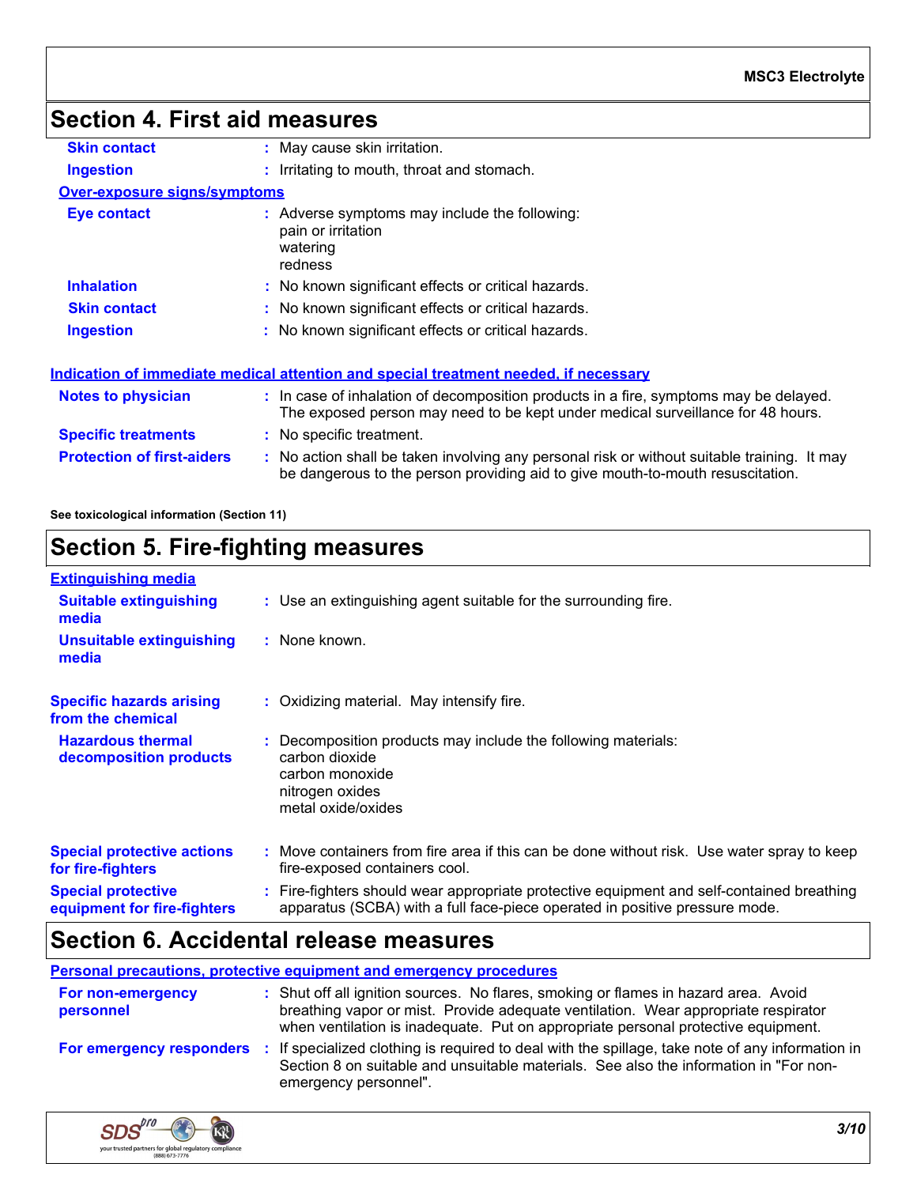## Section 4. First aid measures

**Skin contact** : May cause skin irritation.

**Ingestion** : Irritating to mouth, throat and stomach.

**Over-exposure signs/symptoms**

**Eye contact** : Adverse symptoms may include the following:
pain or irritation
watering
redness

**Inhalation** : No known significant effects or critical hazards.

**Skin contact** : No known significant effects or critical hazards.

**Ingestion** : No known significant effects or critical hazards.

**Indication of immediate medical attention and special treatment needed, if necessary**

**Notes to physician** : In case of inhalation of decomposition products in a fire, symptoms may be delayed. The exposed person may need to be kept under medical surveillance for 48 hours.

**Specific treatments** : No specific treatment.

**Protection of first-aiders** : No action shall be taken involving any personal risk or without suitable training. It may be dangerous to the person providing aid to give mouth-to-mouth resuscitation.

**See toxicological information (Section 11)**

## Section 5. Fire-fighting measures

**Extinguishing media**

**Suitable extinguishing media** : Use an extinguishing agent suitable for the surrounding fire.

**Unsuitable extinguishing media** : None known.

**Specific hazards arising from the chemical** : Oxidizing material. May intensify fire.

**Hazardous thermal decomposition products** : Decomposition products may include the following materials:
carbon dioxide
carbon monoxide
nitrogen oxides
metal oxide/oxides

**Special protective actions for fire-fighters** : Move containers from fire area if this can be done without risk. Use water spray to keep fire-exposed containers cool.

**Special protective equipment for fire-fighters** : Fire-fighters should wear appropriate protective equipment and self-contained breathing apparatus (SCBA) with a full face-piece operated in positive pressure mode.

## Section 6. Accidental release measures

**Personal precautions, protective equipment and emergency procedures**

**For non-emergency personnel** : Shut off all ignition sources. No flares, smoking or flames in hazard area. Avoid breathing vapor or mist. Provide adequate ventilation. Wear appropriate respirator when ventilation is inadequate. Put on appropriate personal protective equipment.

**For emergency responders** : If specialized clothing is required to deal with the spillage, take note of any information in Section 8 on suitable and unsuitable materials. See also the information in "For non-emergency personnel".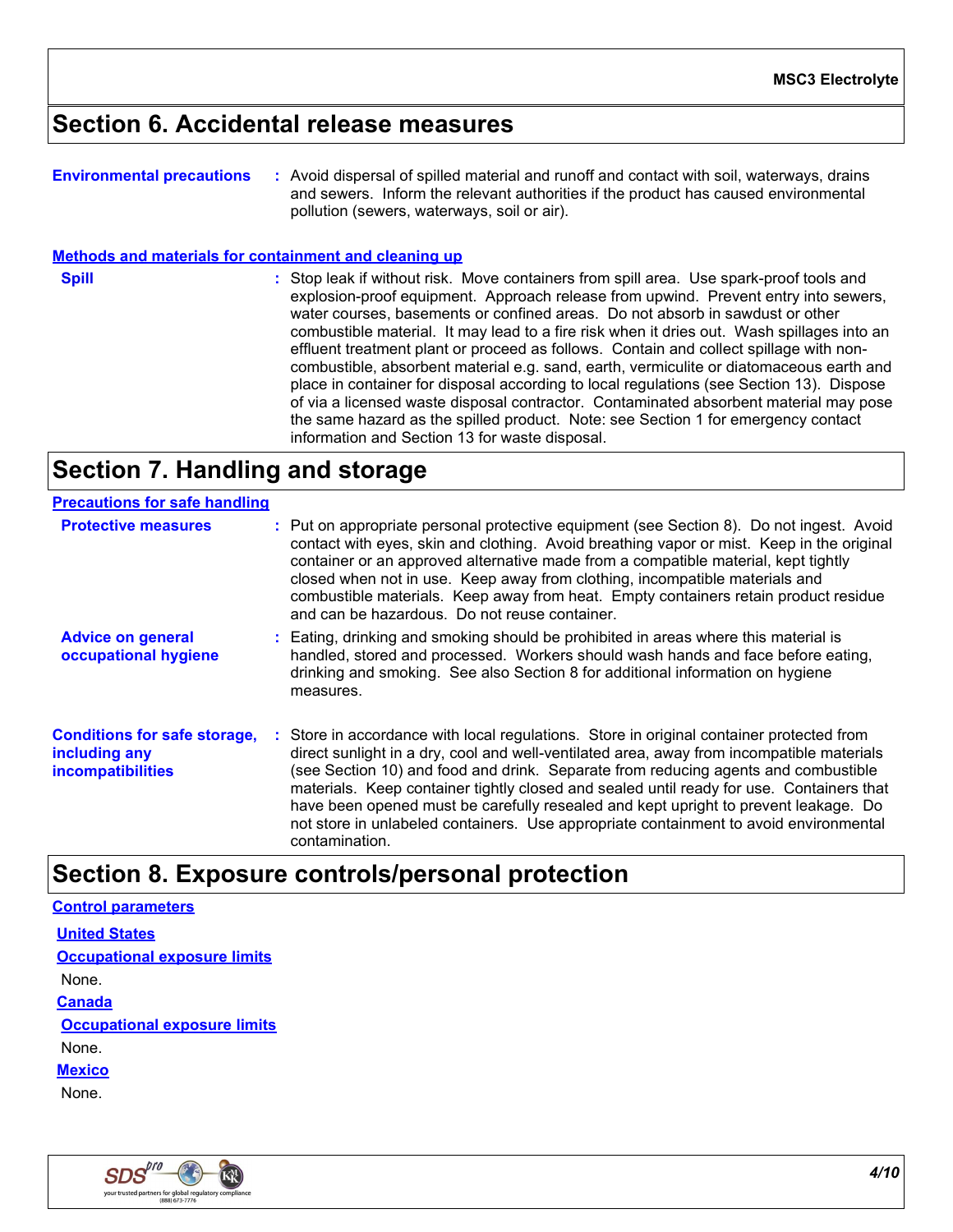## Section 6. Accidental release measures

**Environmental precautions** : Avoid dispersal of spilled material and runoff and contact with soil, waterways, drains and sewers. Inform the relevant authorities if the product has caused environmental pollution (sewers, waterways, soil or air).

### Methods and materials for containment and cleaning up

**Spill** : Stop leak if without risk. Move containers from spill area. Use spark-proof tools and explosion-proof equipment. Approach release from upwind. Prevent entry into sewers, water courses, basements or confined areas. Do not absorb in sawdust or other combustible material. It may lead to a fire risk when it dries out. Wash spillages into an effluent treatment plant or proceed as follows. Contain and collect spillage with non-combustible, absorbent material e.g. sand, earth, vermiculite or diatomaceous earth and place in container for disposal according to local regulations (see Section 13). Dispose of via a licensed waste disposal contractor. Contaminated absorbent material may pose the same hazard as the spilled product. Note: see Section 1 for emergency contact information and Section 13 for waste disposal.

## Section 7. Handling and storage

### Precautions for safe handling

**Protective measures** : Put on appropriate personal protective equipment (see Section 8). Do not ingest. Avoid contact with eyes, skin and clothing. Avoid breathing vapor or mist. Keep in the original container or an approved alternative made from a compatible material, kept tightly closed when not in use. Keep away from clothing, incompatible materials and combustible materials. Keep away from heat. Empty containers retain product residue and can be hazardous. Do not reuse container.

**Advice on general occupational hygiene** : Eating, drinking and smoking should be prohibited in areas where this material is handled, stored and processed. Workers should wash hands and face before eating, drinking and smoking. See also Section 8 for additional information on hygiene measures.

**Conditions for safe storage, including any incompatibilities** : Store in accordance with local regulations. Store in original container protected from direct sunlight in a dry, cool and well-ventilated area, away from incompatible materials (see Section 10) and food and drink. Separate from reducing agents and combustible materials. Keep container tightly closed and sealed until ready for use. Containers that have been opened must be carefully resealed and kept upright to prevent leakage. Do not store in unlabeled containers. Use appropriate containment to avoid environmental contamination.

## Section 8. Exposure controls/personal protection

### Control parameters

**United States**

**Occupational exposure limits**

None.

**Canada**

**Occupational exposure limits**

None.

**Mexico**

None.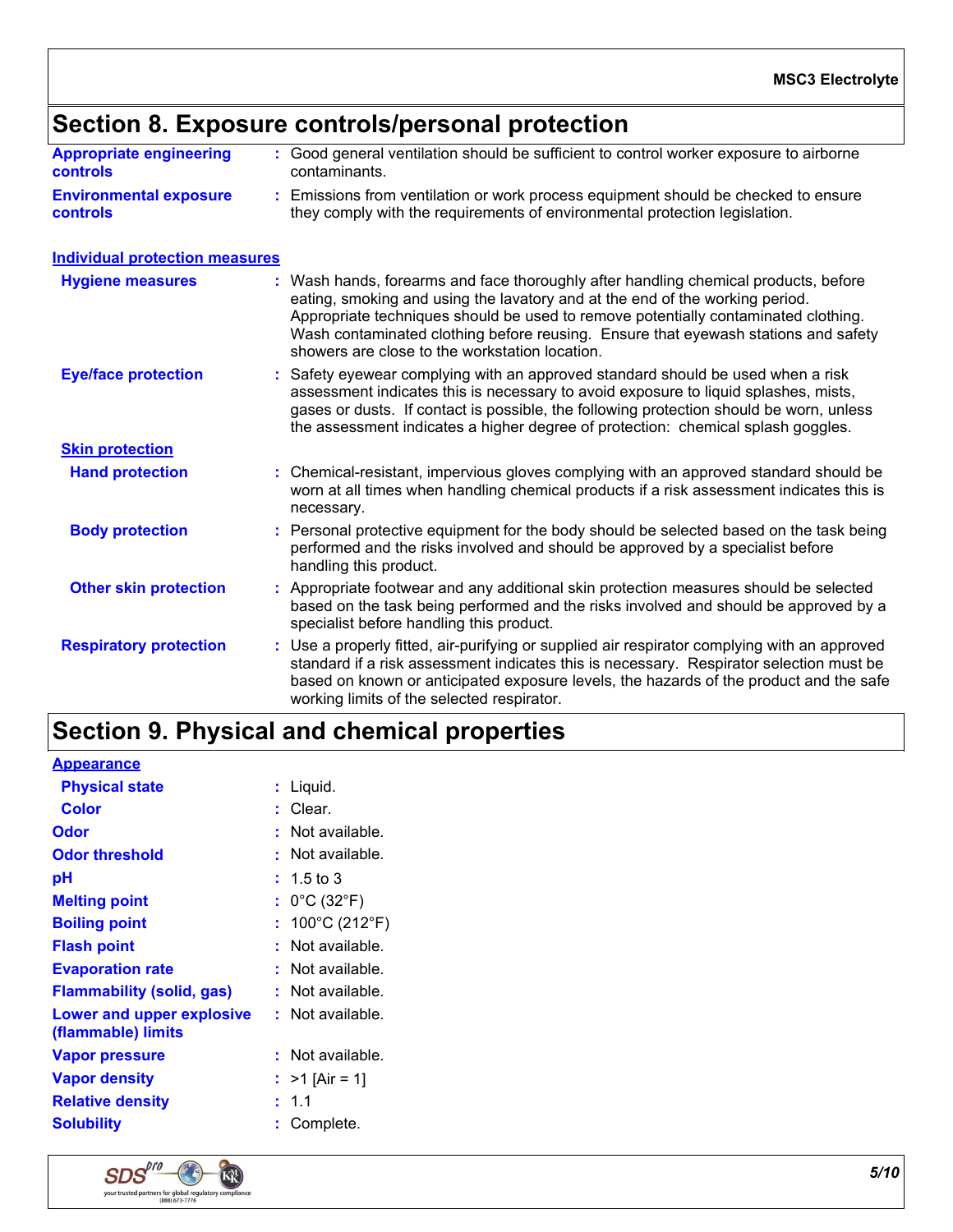## Section 8. Exposure controls/personal protection

| | |
|---|---|
| **Appropriate engineering controls** | Good general ventilation should be sufficient to control worker exposure to airborne contaminants. |
| **Environmental exposure controls** | Emissions from ventilation or work process equipment should be checked to ensure they comply with the requirements of environmental protection legislation. |

### Individual protection measures

| | |
|---|---|
| **Hygiene measures** | Wash hands, forearms and face thoroughly after handling chemical products, before eating, smoking and using the lavatory and at the end of the working period. Appropriate techniques should be used to remove potentially contaminated clothing. Wash contaminated clothing before reusing. Ensure that eyewash stations and safety showers are close to the workstation location. |
| **Eye/face protection** | Safety eyewear complying with an approved standard should be used when a risk assessment indicates this is necessary to avoid exposure to liquid splashes, mists, gases or dusts. If contact is possible, the following protection should be worn, unless the assessment indicates a higher degree of protection: chemical splash goggles. |

#### Skin protection

| | |
|---|---|
| **Hand protection** | Chemical-resistant, impervious gloves complying with an approved standard should be worn at all times when handling chemical products if a risk assessment indicates this is necessary. |
| **Body protection** | Personal protective equipment for the body should be selected based on the task being performed and the risks involved and should be approved by a specialist before handling this product. |
| **Other skin protection** | Appropriate footwear and any additional skin protection measures should be selected based on the task being performed and the risks involved and should be approved by a specialist before handling this product. |
| **Respiratory protection** | Use a properly fitted, air-purifying or supplied air respirator complying with an approved standard if a risk assessment indicates this is necessary. Respirator selection must be based on known or anticipated exposure levels, the hazards of the product and the safe working limits of the selected respirator. |

## Section 9. Physical and chemical properties

### Appearance

| | |
|---|---|
| **Physical state** | Liquid. |
| **Color** | Clear. |
| **Odor** | Not available. |
| **Odor threshold** | Not available. |
| **pH** | 1.5 to 3 |
| **Melting point** | 0°C (32°F) |
| **Boiling point** | 100°C (212°F) |
| **Flash point** | Not available. |
| **Evaporation rate** | Not available. |
| **Flammability (solid, gas)** | Not available. |
| **Lower and upper explosive (flammable) limits** | Not available. |
| **Vapor pressure** | Not available. |
| **Vapor density** | >1 [Air = 1] |
| **Relative density** | 1.1 |
| **Solubility** | Complete. |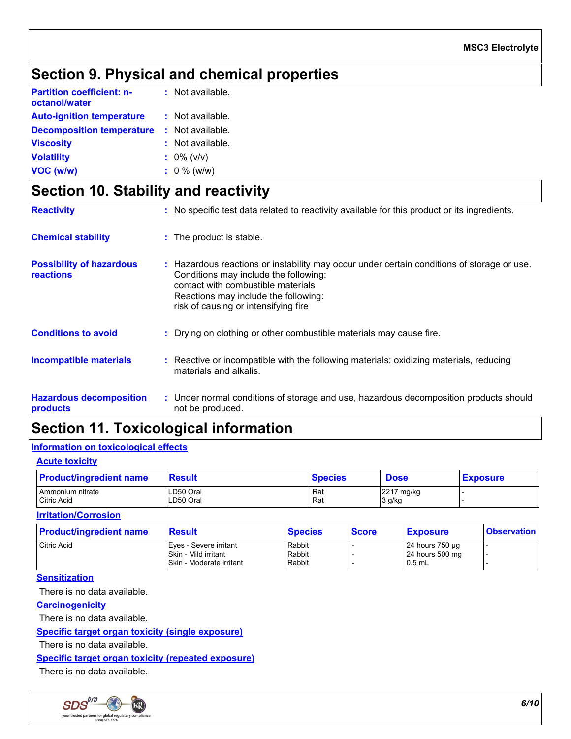## Section 9. Physical and chemical properties

**Partition coefficient: n-octanol/water** : Not available.

**Auto-ignition temperature** : Not available.

**Decomposition temperature** : Not available.

**Viscosity** : Not available.

**Volatility** : 0% (v/v)

**VOC (w/w)** : 0 % (w/w)

## Section 10. Stability and reactivity

**Reactivity** : No specific test data related to reactivity available for this product or its ingredients.

**Chemical stability** : The product is stable.

**Possibility of hazardous reactions** : Hazardous reactions or instability may occur under certain conditions of storage or use.
Conditions may include the following:
contact with combustible materials
Reactions may include the following:
risk of causing or intensifying fire

**Conditions to avoid** : Drying on clothing or other combustible materials may cause fire.

**Incompatible materials** : Reactive or incompatible with the following materials: oxidizing materials, reducing materials and alkalis.

**Hazardous decomposition products** : Under normal conditions of storage and use, hazardous decomposition products should not be produced.

## Section 11. Toxicological information

### Information on toxicological effects

#### Acute toxicity

| Product/ingredient name | Result | Species | Dose | Exposure |
|---|---|---|---|---|
| Ammonium nitrate | LD50 Oral | Rat | 2217 mg/kg | - |
| Citric Acid | LD50 Oral | Rat | 3 g/kg | - |

#### Irritation/Corrosion

| Product/ingredient name | Result | Species | Score | Exposure | Observation |
|---|---|---|---|---|---|
| Citric Acid | Eyes - Severe irritant | Rabbit | - | 24 hours 750 µg | - |
| | Skin - Mild irritant | Rabbit | - | 24 hours 500 mg | - |
| | Skin - Moderate irritant | Rabbit | - | 0.5 mL | - |

#### Sensitization

There is no data available.

#### Carcinogenicity

There is no data available.

#### Specific target organ toxicity (single exposure)

There is no data available.

#### Specific target organ toxicity (repeated exposure)

There is no data available.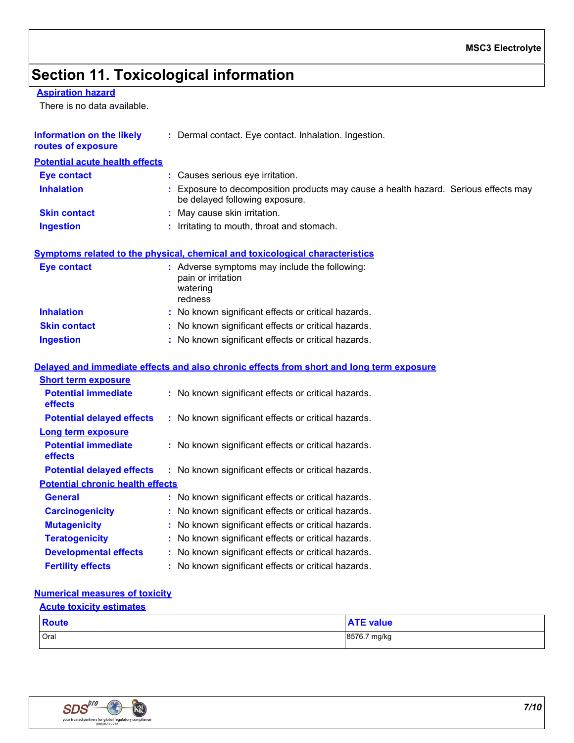# Section 11. Toxicological information

### Aspiration hazard

There is no data available.

**Information on the likely routes of exposure** : Dermal contact. Eye contact. Inhalation. Ingestion.

### Potential acute health effects

**Eye contact** : Causes serious eye irritation.

**Inhalation** : Exposure to decomposition products may cause a health hazard. Serious effects may be delayed following exposure.

**Skin contact** : May cause skin irritation.

**Ingestion** : Irritating to mouth, throat and stomach.

### Symptoms related to the physical, chemical and toxicological characteristics

**Eye contact** : Adverse symptoms may include the following:
pain or irritation
watering
redness

**Inhalation** : No known significant effects or critical hazards.

**Skin contact** : No known significant effects or critical hazards.

**Ingestion** : No known significant effects or critical hazards.

### Delayed and immediate effects and also chronic effects from short and long term exposure

#### Short term exposure

**Potential immediate effects** : No known significant effects or critical hazards.

**Potential delayed effects** : No known significant effects or critical hazards.

#### Long term exposure

**Potential immediate effects** : No known significant effects or critical hazards.

**Potential delayed effects** : No known significant effects or critical hazards.

#### Potential chronic health effects

**General** : No known significant effects or critical hazards.

**Carcinogenicity** : No known significant effects or critical hazards.

**Mutagenicity** : No known significant effects or critical hazards.

**Teratogenicity** : No known significant effects or critical hazards.

**Developmental effects** : No known significant effects or critical hazards.

**Fertility effects** : No known significant effects or critical hazards.

### Numerical measures of toxicity

#### Acute toxicity estimates

| Route | ATE value |
|---|---|
| Oral | 8576.7 mg/kg |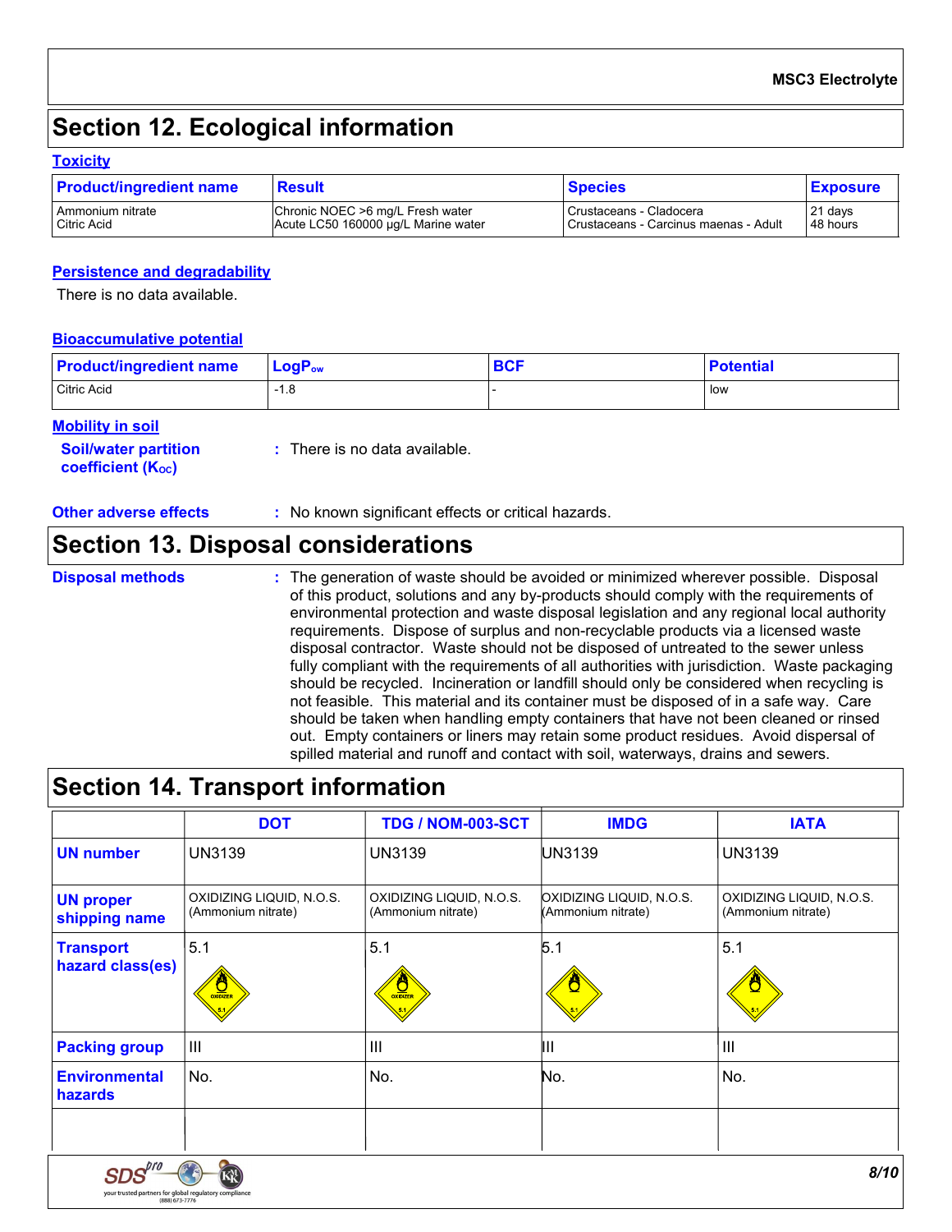## Section 12. Ecological information

### Toxicity

| Product/ingredient name | Result | Species | Exposure |
|---|---|---|---|
| Ammonium nitrate | Chronic NOEC >6 mg/L Fresh water | Crustaceans - Cladocera | 21 days |
| Citric Acid | Acute LC50 160000 µg/L Marine water | Crustaceans - Carcinus maenas - Adult | 48 hours |

### Persistence and degradability

There is no data available.

### Bioaccumulative potential

| Product/ingredient name | $LogP_{ow}$ | BCF | Potential |
|---|---|---|---|
| Citric Acid | -1.8 | - | low |

### Mobility in soil

**Soil/water partition coefficient ($K_{OC}$)** : There is no data available.

**Other adverse effects** : No known significant effects or critical hazards.

## Section 13. Disposal considerations

**Disposal methods** : The generation of waste should be avoided or minimized wherever possible. Disposal of this product, solutions and any by-products should comply with the requirements of environmental protection and waste disposal legislation and any regional local authority requirements. Dispose of surplus and non-recyclable products via a licensed waste disposal contractor. Waste should not be disposed of untreated to the sewer unless fully compliant with the requirements of all authorities with jurisdiction. Waste packaging should be recycled. Incineration or landfill should only be considered when recycling is not feasible. This material and its container must be disposed of in a safe way. Care should be taken when handling empty containers that have not been cleaned or rinsed out. Empty containers or liners may retain some product residues. Avoid dispersal of spilled material and runoff and contact with soil, waterways, drains and sewers.

## Section 14. Transport information

| | DOT | TDG / NOM-003-SCT | IMDG | IATA |
|---|---|---|---|---|
| **UN number** | UN3139 | UN3139 | UN3139 | UN3139 |
| **UN proper shipping name** | OXIDIZING LIQUID, N.O.S. (Ammonium nitrate) | OXIDIZING LIQUID, N.O.S. (Ammonium nitrate) | OXIDIZING LIQUID, N.O.S. (Ammonium nitrate) | OXIDIZING LIQUID, N.O.S. (Ammonium nitrate) |
| **Transport hazard class(es)** | 5.1 | 5.1 | 5.1 | 5.1 |
| **Packing group** | III | III | III | III |
| **Environmental hazards** | No. | No. | No. | No. |
| | | | | |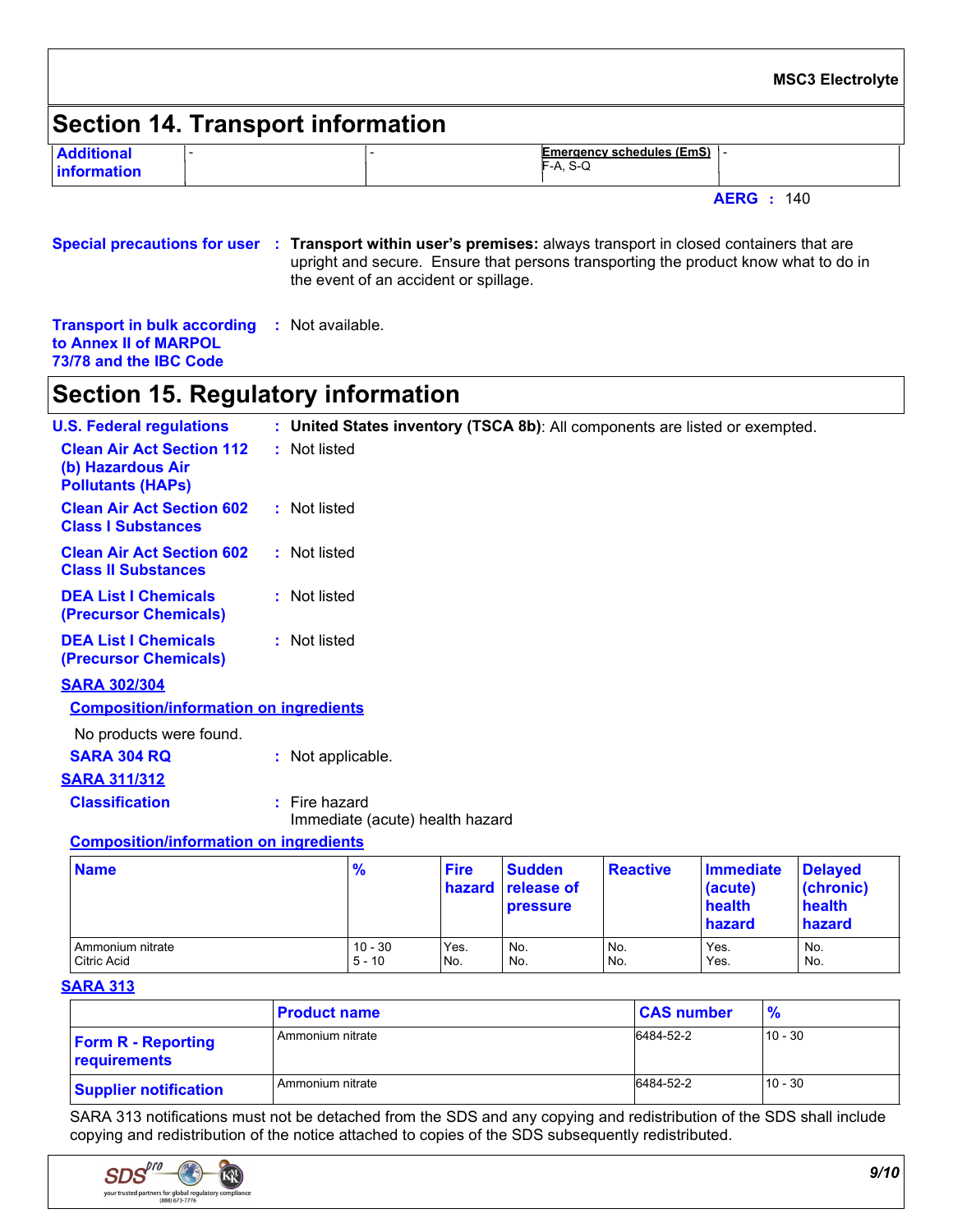## Section 14. Transport information

| Additional information | - | - | **Emergency schedules (EmS)** F-A, S-Q | - |
|---|---|---|---|---|

**AERG :** 140

**Special precautions for user** : **Transport within user's premises:** always transport in closed containers that are upright and secure. Ensure that persons transporting the product know what to do in the event of an accident or spillage.

**Transport in bulk according to Annex II of MARPOL 73/78 and the IBC Code** : Not available.

## Section 15. Regulatory information

**U.S. Federal regulations** : **United States inventory (TSCA 8b)**: All components are listed or exempted.

**Clean Air Act Section 112 (b) Hazardous Air Pollutants (HAPs)** : Not listed

**Clean Air Act Section 602 Class I Substances** : Not listed

**Clean Air Act Section 602 Class II Substances** : Not listed

**DEA List I Chemicals (Precursor Chemicals)** : Not listed

**DEA List I Chemicals (Precursor Chemicals)** : Not listed

**SARA 302/304**

**Composition/information on ingredients**

No products were found.

**SARA 304 RQ** : Not applicable.

**SARA 311/312**

**Classification** : Fire hazard
Immediate (acute) health hazard

**Composition/information on ingredients**

| Name | % | Fire hazard | Sudden release of pressure | Reactive | Immediate (acute) health hazard | Delayed (chronic) health hazard |
|---|---|---|---|---|---|---|
| Ammonium nitrate | 10 - 30 | Yes. | No. | No. | Yes. | No. |
| Citric Acid | 5 - 10 | No. | No. | No. | Yes. | No. |

**SARA 313**

| | Product name | CAS number | % |
|---|---|---|---|
| **Form R - Reporting requirements** | Ammonium nitrate | 6484-52-2 | 10 - 30 |
| **Supplier notification** | Ammonium nitrate | 6484-52-2 | 10 - 30 |

SARA 313 notifications must not be detached from the SDS and any copying and redistribution of the SDS shall include copying and redistribution of the notice attached to copies of the SDS subsequently redistributed.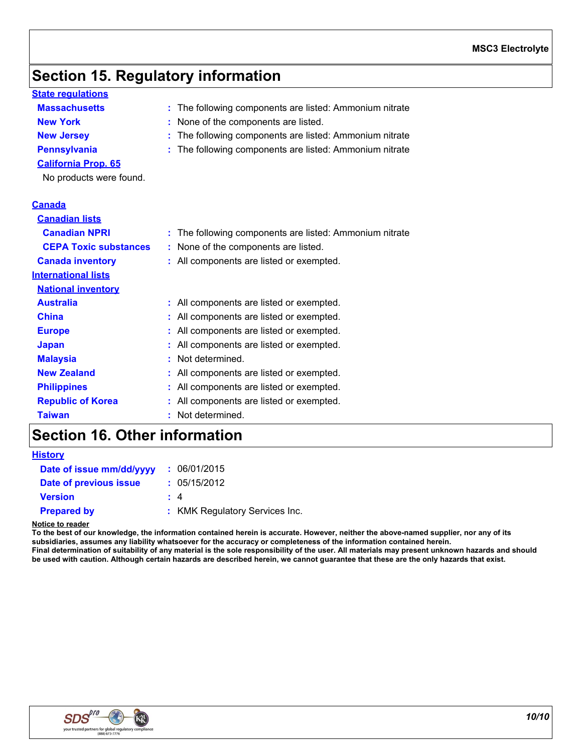## Section 15. Regulatory information

**State regulations**

| | |
|---|---|
| **Massachusetts** | : The following components are listed: Ammonium nitrate |
| **New York** | : None of the components are listed. |
| **New Jersey** | : The following components are listed: Ammonium nitrate |
| **Pennsylvania** | : The following components are listed: Ammonium nitrate |

**California Prop. 65**

No products were found.

**Canada**

**Canadian lists**

| | |
|---|---|
| **Canadian NPRI** | : The following components are listed: Ammonium nitrate |
| **CEPA Toxic substances** | : None of the components are listed. |
| **Canada inventory** | : All components are listed or exempted. |

**International lists**

**National inventory**

| | |
|---|---|
| **Australia** | : All components are listed or exempted. |
| **China** | : All components are listed or exempted. |
| **Europe** | : All components are listed or exempted. |
| **Japan** | : All components are listed or exempted. |
| **Malaysia** | : Not determined. |
| **New Zealand** | : All components are listed or exempted. |
| **Philippines** | : All components are listed or exempted. |
| **Republic of Korea** | : All components are listed or exempted. |
| **Taiwan** | : Not determined. |

## Section 16. Other information

**History**

| | |
|---|---|
| **Date of issue mm/dd/yyyy** | : 06/01/2015 |
| **Date of previous issue** | : 05/15/2012 |
| **Version** | : 4 |
| **Prepared by** | : KMK Regulatory Services Inc. |

**Notice to reader**

**To the best of our knowledge, the information contained herein is accurate. However, neither the above-named supplier, nor any of its subsidiaries, assumes any liability whatsoever for the accuracy or completeness of the information contained herein. Final determination of suitability of any material is the sole responsibility of the user. All materials may present unknown hazards and should be used with caution. Although certain hazards are described herein, we cannot guarantee that these are the only hazards that exist.**